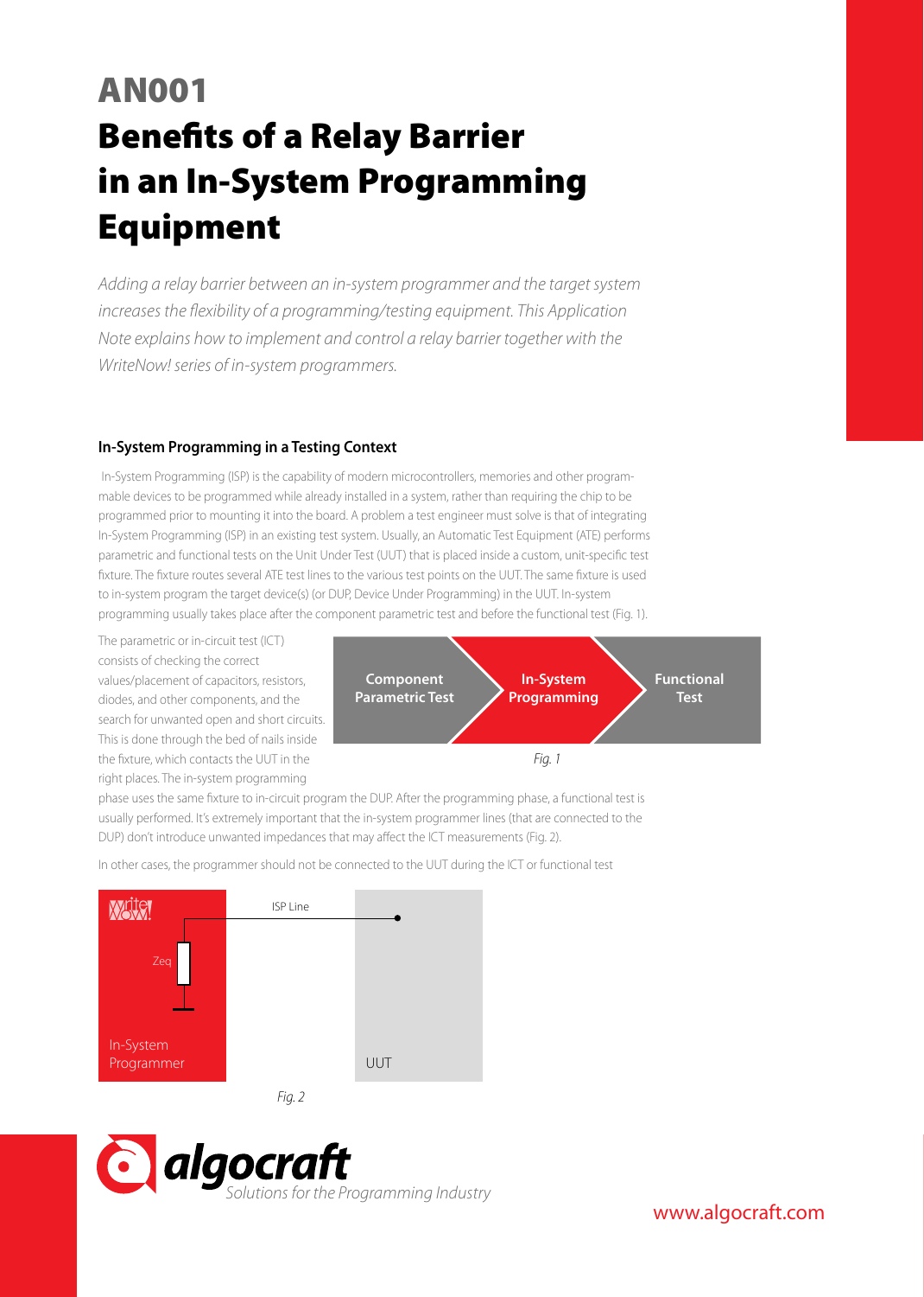# AN001

# Benefits of a Relay Barrier in an In-System Programming Equipment

*Adding a relay barrier between an in-system programmer and the target system increases the flexibility of a programming/testing equipment. This Application Note explains how to implement and control a relay barrier together with the WriteNow! series of in-system programmers.*

## In-System Programming in a Testing Context

In-System Programming (ISP) is the capability of modern microcontrollers, memories and other programmable devices to be programmed while already installed in a system, rather than requiring the chip to be programmed prior to mounting it into the board. A problem a test engineer must solve is that of integrating In-System Programming (ISP) in an existing test system. Usually, an Automatic Test Equipment (ATE) performs parametric and functional tests on the Unit Under Test (UUT) that is placed inside a custom, unit-specific test fixture. The fixture routes several ATE test lines to the various test points on the UUT. The same fixture is used to in-system program the target device(s) (or DUP, Device Under Programming) in the UUT. In-system programming usually takes place after the component parametric test and before the functional test (Fig. 1).

The parametric or in-circuit test (ICT) consists of checking the correct values/placement of capacitors, resistors, diodes, and other components, and the search for unwanted open and short circuits. This is done through the bed of nails inside the fixture, which contacts the UUT in the right places. The in-system programming phase uses the same fixture to in-circuit program the DUP. After the programming phase, a functional test is usually performed. It's extremely important that the in-system programmer lines (that are connected to the DUP) don't introduce unwanted impedances that may affect the ICT measurements (Fig. 2).

Component Parametric Test → In-System Programming → Functional Test

*Fig. 1*

In other cases, the programmer should not be connected to the UUT during the ICT or functional test

WriteNow! — Zeq — In-System Programmer — ISP Line — UUT

*Fig. 2*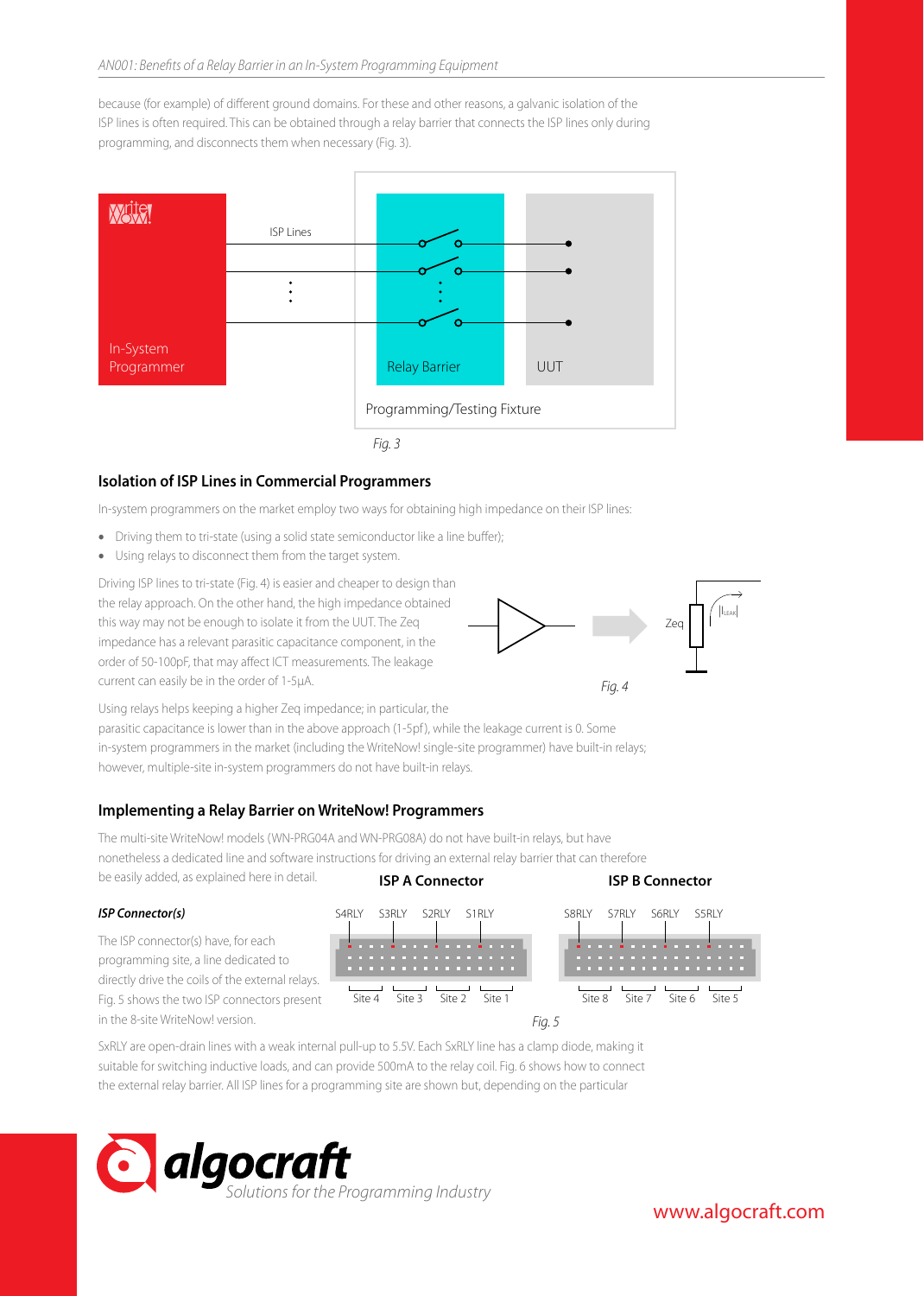because (for example) of different ground domains. For these and other reasons, a galvanic isolation of the ISP lines is often required. This can be obtained through a relay barrier that connects the ISP lines only during programming, and disconnects them when necessary (Fig. 3).

*Fig. 3*

### Isolation of ISP Lines in Commercial Programmers

In-system programmers on the market employ two ways for obtaining high impedance on their ISP lines:

- Driving them to tri-state (using a solid state semiconductor like a line buffer);
- Using relays to disconnect them from the target system.

Driving ISP lines to tri-state (Fig. 4) is easier and cheaper to design than the relay approach. On the other hand, the high impedance obtained this way may not be enough to isolate it from the UUT. The Zeq impedance has a relevant parasitic capacitance component, in the order of 50-100pF, that may affect ICT measurements. The leakage current can easily be in the order of 1-5µA.

*Fig. 4*

Using relays helps keeping a higher Zeq impedance; in particular, the parasitic capacitance is lower than in the above approach (1-5pf), while the leakage current is 0. Some in-system programmers in the market (including the WriteNow! single-site programmer) have built-in relays; however, multiple-site in-system programmers do not have built-in relays.

### Implementing a Relay Barrier on WriteNow! Programmers

The multi-site WriteNow! models (WN-PRG04A and WN-PRG08A) do not have built-in relays, but have nonetheless a dedicated line and software instructions for driving an external relay barrier that can therefore be easily added, as explained here in detail.

***ISP Connector(s)***

The ISP connector(s) have, for each programming site, a line dedicated to directly drive the coils of the external relays. Fig. 5 shows the two ISP connectors present in the 8-site WriteNow! version.

*Fig. 5*

SxRLY are open-drain lines with a weak internal pull-up to 5.5V. Each SxRLY line has a clamp diode, making it suitable for switching inductive loads, and can provide 500mA to the relay coil. Fig. 6 shows how to connect the external relay barrier. All ISP lines for a programming site are shown but, depending on the particular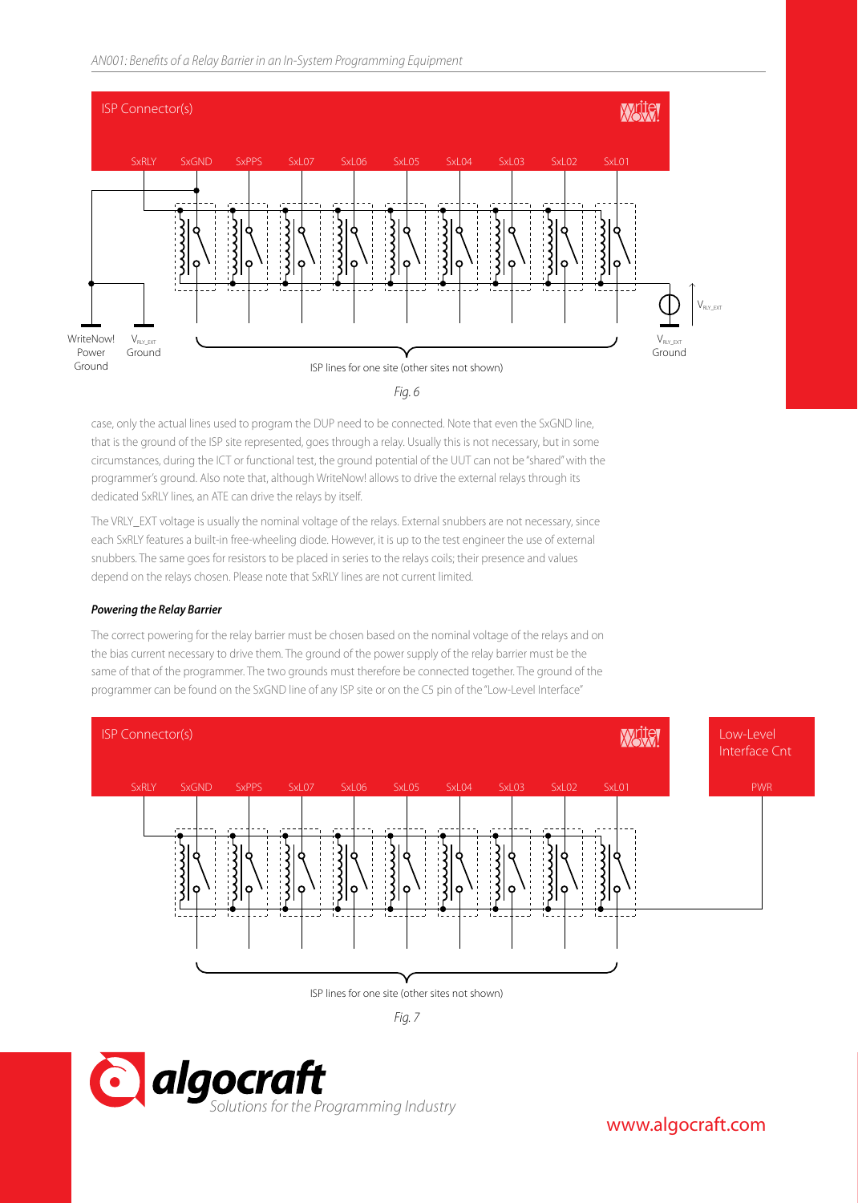*Fig. 6*

case, only the actual lines used to program the DUP need to be connected. Note that even the SxGND line, that is the ground of the ISP site represented, goes through a relay. Usually this is not necessary, but in some circumstances, during the ICT or functional test, the ground potential of the UUT can not be "shared" with the programmer's ground. Also note that, although WriteNow! allows to drive the external relays through its dedicated SxRLY lines, an ATE can drive the relays by itself.

The VRLY_EXT voltage is usually the nominal voltage of the relays. External snubbers are not necessary, since each SxRLY features a built-in free-wheeling diode. However, it is up to the test engineer the use of external snubbers. The same goes for resistors to be placed in series to the relays coils; their presence and values depend on the relays chosen. Please note that SxRLY lines are not current limited.

#### *Powering the Relay Barrier*

The correct powering for the relay barrier must be chosen based on the nominal voltage of the relays and on the bias current necessary to drive them. The ground of the power supply of the relay barrier must be the same of that of the programmer. The two grounds must therefore be connected together. The ground of the programmer can be found on the SxGND line of any ISP site or on the C5 pin of the "Low-Level Interface"

*Fig. 7*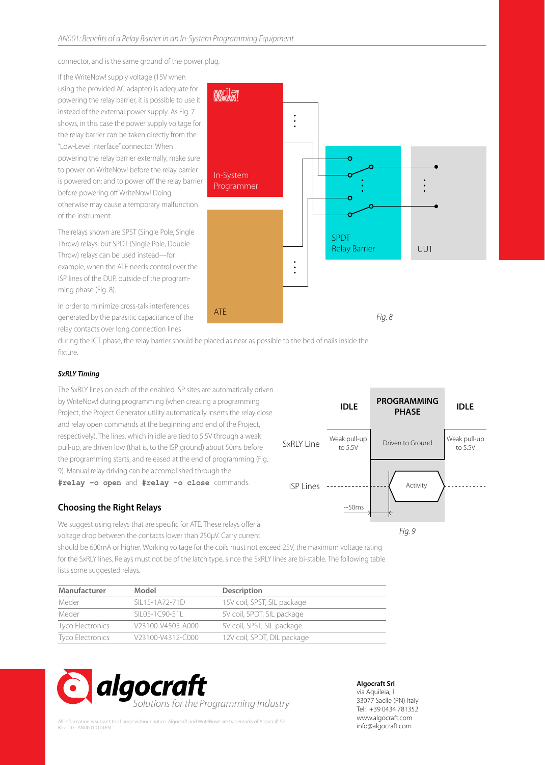connector, and is the same ground of the power plug.

If the WriteNow! supply voltage (15V when using the provided AC adapter) is adequate for powering the relay barrier, it is possible to use it instead of the external power supply. As Fig. 7 shows, in this case the power supply voltage for the relay barrier can be taken directly from the "Low-Level Interface" connector. When powering the relay barrier externally, make sure to power on WriteNow! before the relay barrier is powered on; and to power off the relay barrier before powering off WriteNow! Doing otherwise may cause a temporary malfunction of the instrument.

The relays shown are SPST (Single Pole, Single Throw) relays, but SPDT (Single Pole, Double Throw) relays can be used instead—for example, when the ATE needs control over the ISP lines of the DUP, outside of the programming phase (Fig. 8).

In order to minimize cross-talk interferences generated by the parasitic capacitance of the relay contacts over long connection lines during the ICT phase, the relay barrier should be placed as near as possible to the bed of nails inside the fixture.

Write Now!

In-System Programmer

ATE

SPDT Relay Barrier

UUT

*Fig. 8*

### *SxRLY Timing*

The SxRLY lines on each of the enabled ISP sites are automatically driven by WriteNow! during programming (when creating a programming Project, the Project Generator utility automatically inserts the relay close and relay open commands at the beginning and end of the Project, respectively). The lines, which in idle are tied to 5.5V through a weak pull-up, are driven low (that is, to the ISP ground) about 50ms before the programming starts, and released at the end of programming (Fig. 9). Manual relay driving can be accomplished through the **#relay -o open** and **#relay -o close** commands.

IDLE

PROGRAMMING PHASE

IDLE

SxRLY Line

Weak pull-up to 5.5V

Driven to Ground

Weak pull-up to 5.5V

ISP Lines

Activity

~50ms

*Fig. 9*

## Choosing the Right Relays

We suggest using relays that are specific for ATE. These relays offer a voltage drop between the contacts lower than 250µV. Carry current should be 600mA or higher. Working voltage for the coils must not exceed 25V, the maximum voltage rating for the SxRLY lines. Relays must not be of the latch type, since the SxRLY lines are bi-stable. The following table lists some suggested relays.

| Manufacturer | Model | Description |
|---|---|---|
| Meder | SIL15-1A72-71D | 15V coil, SPST, SIL package |
| Meder | SIL05-1C90-51L | 5V coil, SPDT, SIL package |
| Tyco Electronics | V23100-V4505-A000 | 5V coil, SPST, SIL package |
| Tyco Electronics | V23100-V4312-C000 | 12V coil, SPDT, DIL package |

algocraft
Solutions for the Programming Industry

All information is subject to change without notice. Algocraft and WriteNow! are trademarks of Algocraft Srl.
Rev. 1.0 - AN00010101EN

**Algocraft Srl**
via Aquileia, 1
33077 Sacile (PN) Italy
Tel: +39 0434 781352
www.algocraft.com
info@algocraft.com